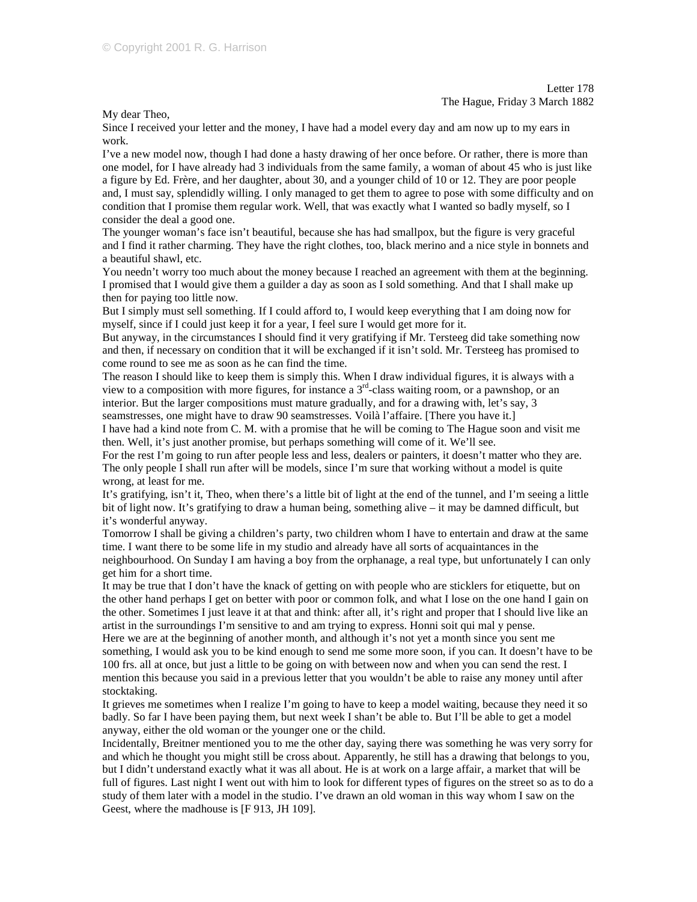© Copyright 2001 R. G. Harrison

Letter 178
The Hague, Friday 3 March 1882

My dear Theo,

Since I received your letter and the money, I have had a model every day and am now up to my ears in work.

I've a new model now, though I had done a hasty drawing of her once before. Or rather, there is more than one model, for I have already had 3 individuals from the same family, a woman of about 45 who is just like a figure by Ed. Frère, and her daughter, about 30, and a younger child of 10 or 12. They are poor people and, I must say, splendidly willing. I only managed to get them to agree to pose with some difficulty and on condition that I promise them regular work. Well, that was exactly what I wanted so badly myself, so I consider the deal a good one.

The younger woman's face isn't beautiful, because she has had smallpox, but the figure is very graceful and I find it rather charming. They have the right clothes, too, black merino and a nice style in bonnets and a beautiful shawl, etc.

You needn't worry too much about the money because I reached an agreement with them at the beginning. I promised that I would give them a guilder a day as soon as I sold something. And that I shall make up then for paying too little now.

But I simply must sell something. If I could afford to, I would keep everything that I am doing now for myself, since if I could just keep it for a year, I feel sure I would get more for it.

But anyway, in the circumstances I should find it very gratifying if Mr. Tersteeg did take something now and then, if necessary on condition that it will be exchanged if it isn't sold. Mr. Tersteeg has promised to come round to see me as soon as he can find the time.

The reason I should like to keep them is simply this. When I draw individual figures, it is always with a view to a composition with more figures, for instance a 3rd-class waiting room, or a pawnshop, or an interior. But the larger compositions must mature gradually, and for a drawing with, let's say, 3 seamstresses, one might have to draw 90 seamstresses. Voilà l'affaire. [There you have it.]

I have had a kind note from C. M. with a promise that he will be coming to The Hague soon and visit me then. Well, it's just another promise, but perhaps something will come of it. We'll see.

For the rest I'm going to run after people less and less, dealers or painters, it doesn't matter who they are. The only people I shall run after will be models, since I'm sure that working without a model is quite wrong, at least for me.

It's gratifying, isn't it, Theo, when there's a little bit of light at the end of the tunnel, and I'm seeing a little bit of light now. It's gratifying to draw a human being, something alive – it may be damned difficult, but it's wonderful anyway.

Tomorrow I shall be giving a children's party, two children whom I have to entertain and draw at the same time. I want there to be some life in my studio and already have all sorts of acquaintances in the neighbourhood. On Sunday I am having a boy from the orphanage, a real type, but unfortunately I can only get him for a short time.

It may be true that I don't have the knack of getting on with people who are sticklers for etiquette, but on the other hand perhaps I get on better with poor or common folk, and what I lose on the one hand I gain on the other. Sometimes I just leave it at that and think: after all, it's right and proper that I should live like an artist in the surroundings I'm sensitive to and am trying to express. Honni soit qui mal y pense.

Here we are at the beginning of another month, and although it's not yet a month since you sent me something, I would ask you to be kind enough to send me some more soon, if you can. It doesn't have to be 100 frs. all at once, but just a little to be going on with between now and when you can send the rest. I mention this because you said in a previous letter that you wouldn't be able to raise any money until after stocktaking.

It grieves me sometimes when I realize I'm going to have to keep a model waiting, because they need it so badly. So far I have been paying them, but next week I shan't be able to. But I'll be able to get a model anyway, either the old woman or the younger one or the child.

Incidentally, Breitner mentioned you to me the other day, saying there was something he was very sorry for and which he thought you might still be cross about. Apparently, he still has a drawing that belongs to you, but I didn't understand exactly what it was all about. He is at work on a large affair, a market that will be full of figures. Last night I went out with him to look for different types of figures on the street so as to do a study of them later with a model in the studio. I've drawn an old woman in this way whom I saw on the Geest, where the madhouse is [F 913, JH 109].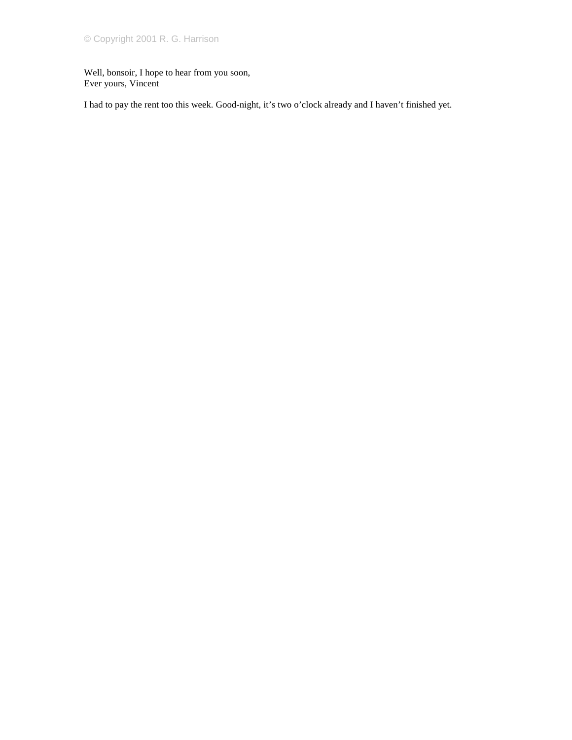Well, bonsoir, I hope to hear from you soon,
Ever yours, Vincent

I had to pay the rent too this week. Good-night, it's two o'clock already and I haven't finished yet.